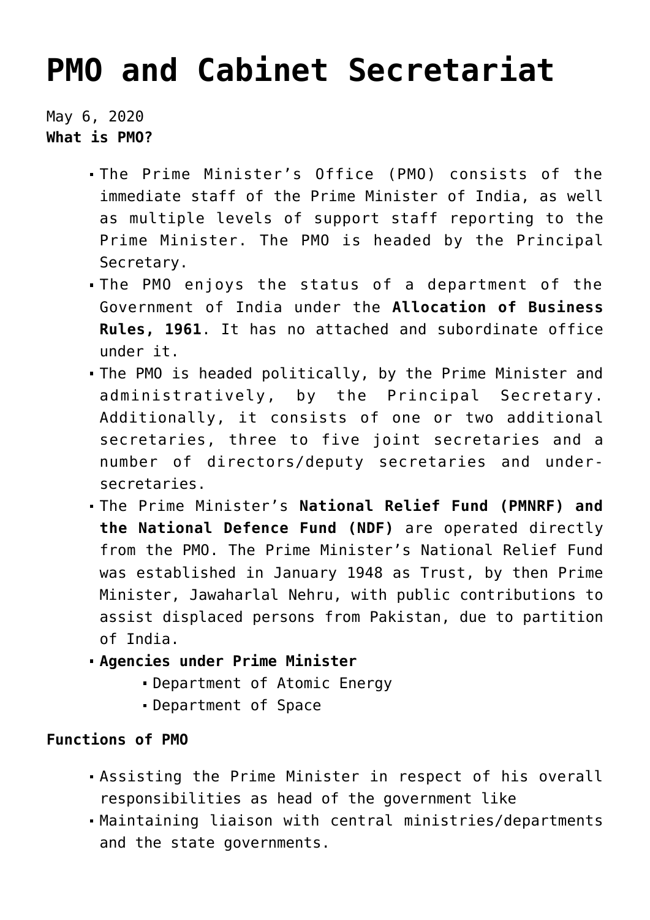# PMO and Cabinet Secretariat

May 6, 2020

**What is PMO?**

- The Prime Minister's Office (PMO) consists of the immediate staff of the Prime Minister of India, as well as multiple levels of support staff reporting to the Prime Minister. The PMO is headed by the Principal Secretary.
- The PMO enjoys the status of a department of the Government of India under the **Allocation of Business Rules, 1961**. It has no attached and subordinate office under it.
- The PMO is headed politically, by the Prime Minister and administratively, by the Principal Secretary. Additionally, it consists of one or two additional secretaries, three to five joint secretaries and a number of directors/deputy secretaries and under-secretaries.
- The Prime Minister's **National Relief Fund (PMNRF) and the National Defence Fund (NDF)** are operated directly from the PMO. The Prime Minister's National Relief Fund was established in January 1948 as Trust, by then Prime Minister, Jawaharlal Nehru, with public contributions to assist displaced persons from Pakistan, due to partition of India.
- **Agencies under Prime Minister**
  - Department of Atomic Energy
  - Department of Space

**Functions of PMO**

- Assisting the Prime Minister in respect of his overall responsibilities as head of the government like
- Maintaining liaison with central ministries/departments and the state governments.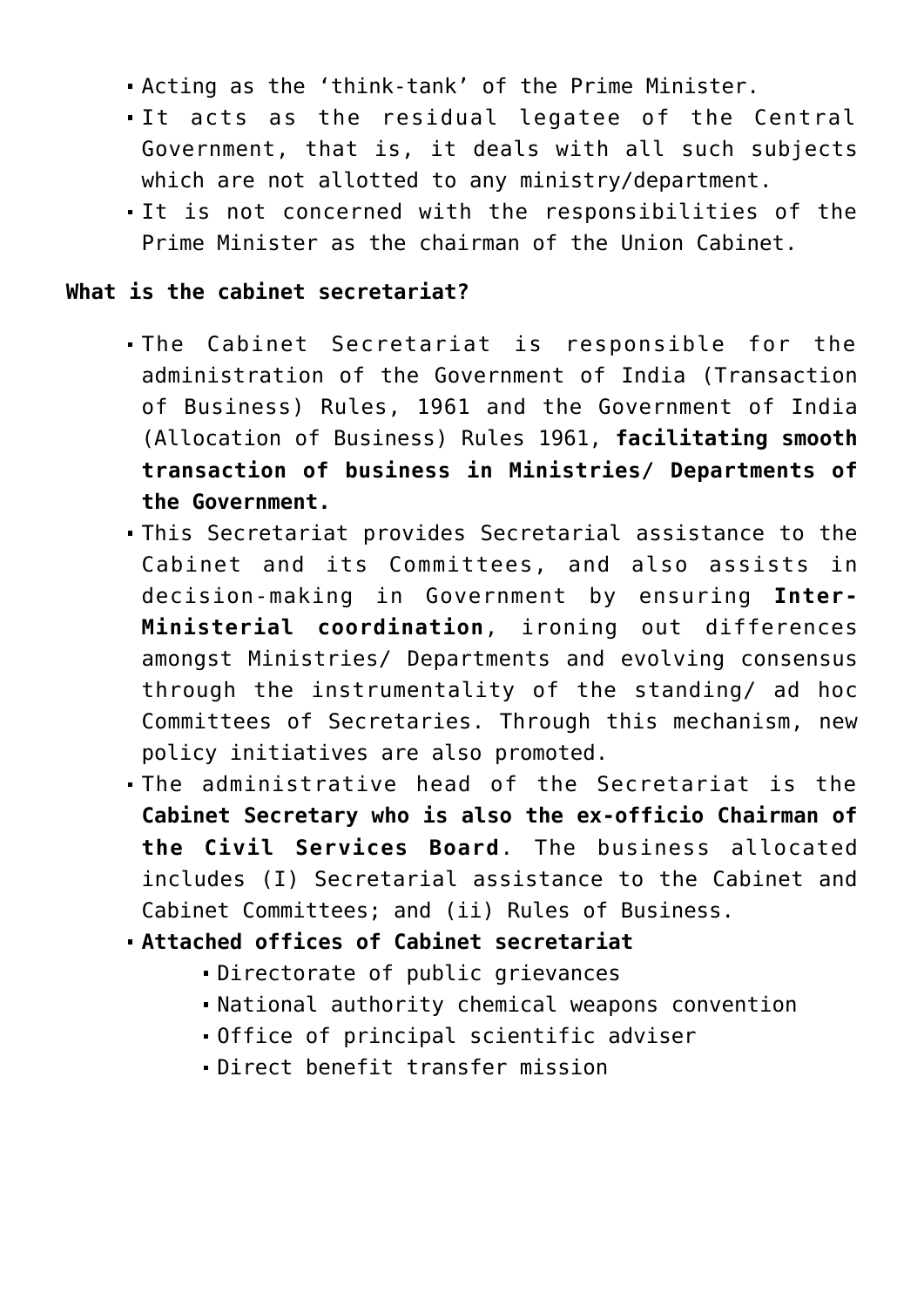- Acting as the 'think-tank' of the Prime Minister.
- It acts as the residual legatee of the Central Government, that is, it deals with all such subjects which are not allotted to any ministry/department.
- It is not concerned with the responsibilities of the Prime Minister as the chairman of the Union Cabinet.

**What is the cabinet secretariat?**

- The Cabinet Secretariat is responsible for the administration of the Government of India (Transaction of Business) Rules, 1961 and the Government of India (Allocation of Business) Rules 1961, **facilitating smooth transaction of business in Ministries/ Departments of the Government.**
- This Secretariat provides Secretarial assistance to the Cabinet and its Committees, and also assists in decision-making in Government by ensuring **Inter-Ministerial coordination**, ironing out differences amongst Ministries/ Departments and evolving consensus through the instrumentality of the standing/ ad hoc Committees of Secretaries. Through this mechanism, new policy initiatives are also promoted.
- The administrative head of the Secretariat is the **Cabinet Secretary who is also the ex-officio Chairman of the Civil Services Board**. The business allocated includes (I) Secretarial assistance to the Cabinet and Cabinet Committees; and (ii) Rules of Business.
- **Attached offices of Cabinet secretariat**
  - Directorate of public grievances
  - National authority chemical weapons convention
  - Office of principal scientific adviser
  - Direct benefit transfer mission